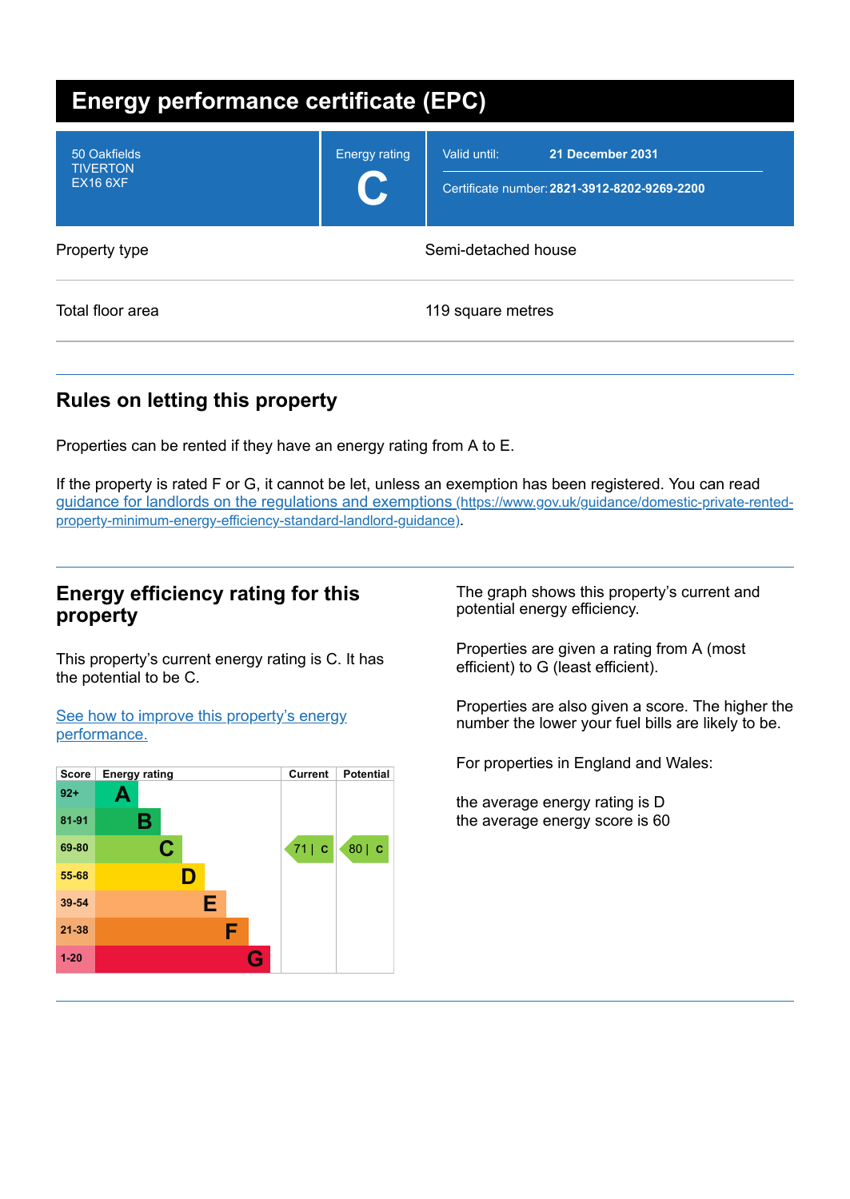# Energy performance certificate (EPC)

| | |
|---|---|
| 50 Oakfields<br>TIVERTON<br>EX16 6XF | Energy rating<br>**C** |
| Valid until: | **21 December 2031** |
| Certificate number: | **2821-3912-8202-9269-2200** |

| | |
|---|---|
| Property type | Semi-detached house |
| Total floor area | 119 square metres |

## Rules on letting this property

Properties can be rented if they have an energy rating from A to E.

If the property is rated F or G, it cannot be let, unless an exemption has been registered. You can read [guidance for landlords on the regulations and exemptions (https://www.gov.uk/guidance/domestic-private-rented-property-minimum-energy-efficiency-standard-landlord-guidance)](https://www.gov.uk/guidance/domestic-private-rented-property-minimum-energy-efficiency-standard-landlord-guidance).

## Energy efficiency rating for this property

This property's current energy rating is C. It has the potential to be C.

[See how to improve this property's energy performance.]()

| Score | Energy rating | Current | Potential |
|---|---|---|---|
| 92+ | A | | |
| 81-91 | B | | |
| 69-80 | C | 71 \| C | 80 \| C |
| 55-68 | D | | |
| 39-54 | E | | |
| 21-38 | F | | |
| 1-20 | G | | |

The graph shows this property's current and potential energy efficiency.

Properties are given a rating from A (most efficient) to G (least efficient).

Properties are also given a score. The higher the number the lower your fuel bills are likely to be.

For properties in England and Wales:

the average energy rating is D
the average energy score is 60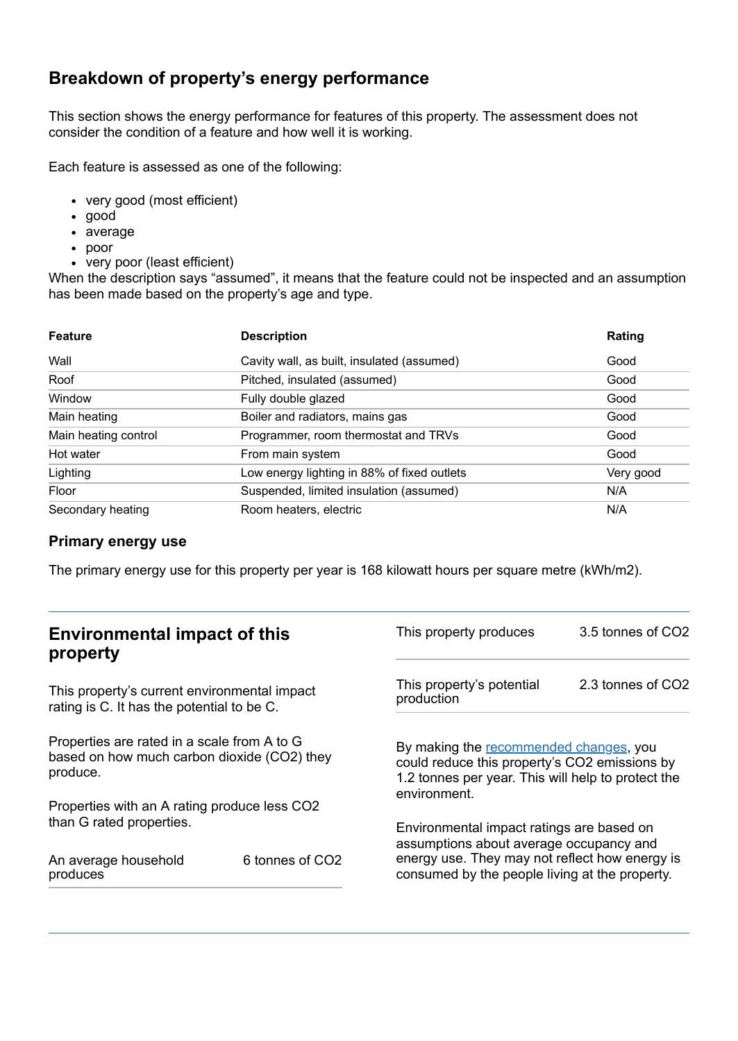## Breakdown of property’s energy performance

This section shows the energy performance for features of this property. The assessment does not consider the condition of a feature and how well it is working.

Each feature is assessed as one of the following:

- very good (most efficient)
- good
- average
- poor
- very poor (least efficient)

When the description says “assumed”, it means that the feature could not be inspected and an assumption has been made based on the property’s age and type.

| Feature | Description | Rating |
|---|---|---|
| Wall | Cavity wall, as built, insulated (assumed) | Good |
| Roof | Pitched, insulated (assumed) | Good |
| Window | Fully double glazed | Good |
| Main heating | Boiler and radiators, mains gas | Good |
| Main heating control | Programmer, room thermostat and TRVs | Good |
| Hot water | From main system | Good |
| Lighting | Low energy lighting in 88% of fixed outlets | Very good |
| Floor | Suspended, limited insulation (assumed) | N/A |
| Secondary heating | Room heaters, electric | N/A |

### Primary energy use

The primary energy use for this property per year is 168 kilowatt hours per square metre (kWh/m2).

## Environmental impact of this property

This property’s current environmental impact rating is C. It has the potential to be C.

Properties are rated in a scale from A to G based on how much carbon dioxide ($CO_2$) they produce.

Properties with an A rating produce less $CO_2$ than G rated properties.

| | |
|---|---|
| An average household produces | 6 tonnes of $CO_2$ |
| This property produces | 3.5 tonnes of $CO_2$ |
| This property’s potential production | 2.3 tonnes of $CO_2$ |

By making the recommended changes, you could reduce this property’s $CO_2$ emissions by 1.2 tonnes per year. This will help to protect the environment.

Environmental impact ratings are based on assumptions about average occupancy and energy use. They may not reflect how energy is consumed by the people living at the property.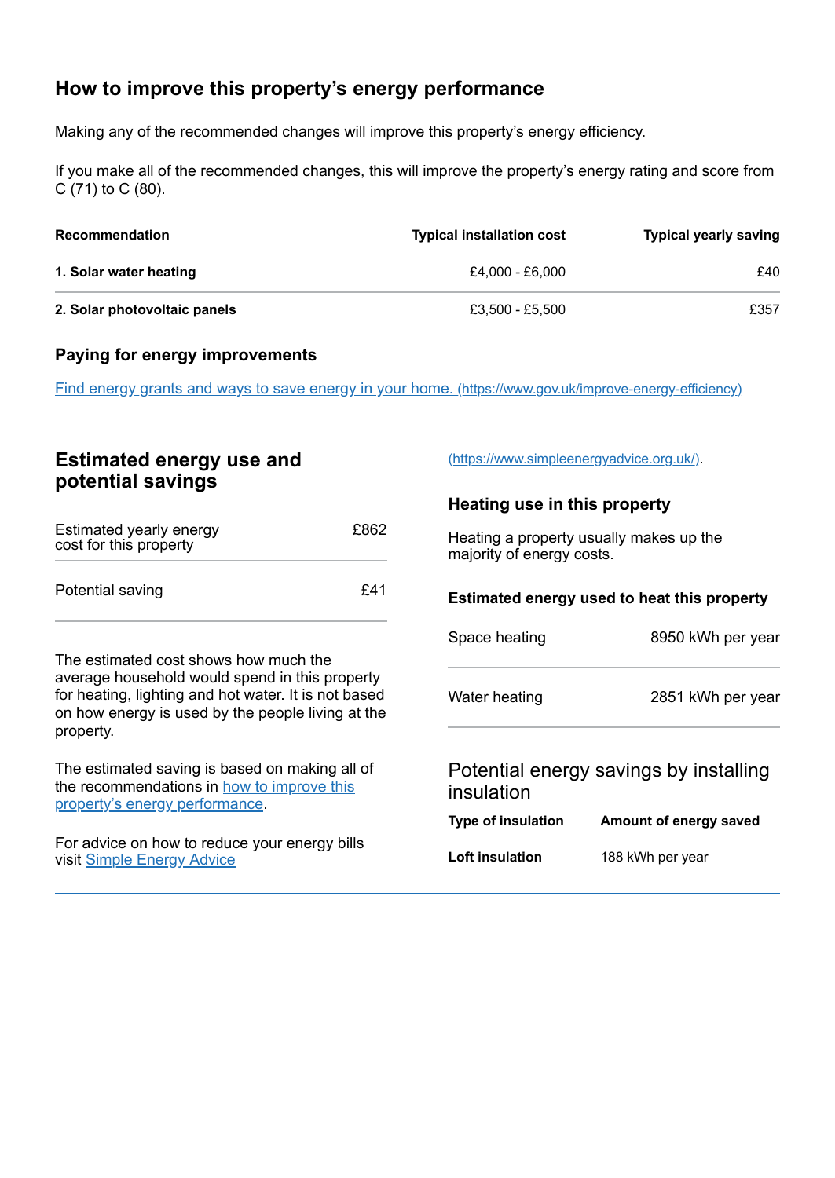## How to improve this property's energy performance

Making any of the recommended changes will improve this property's energy efficiency.

If you make all of the recommended changes, this will improve the property's energy rating and score from C (71) to C (80).

| Recommendation | Typical installation cost | Typical yearly saving |
| --- | --- | --- |
| **1. Solar water heating** | £4,000 - £6,000 | £40 |
| **2. Solar photovoltaic panels** | £3,500 - £5,500 | £357 |

### Paying for energy improvements

[Find energy grants and ways to save energy in your home. (https://www.gov.uk/improve-energy-efficiency)](https://www.gov.uk/improve-energy-efficiency)

## Estimated energy use and potential savings

| | |
| --- | --- |
| Estimated yearly energy cost for this property | £862 |
| Potential saving | £41 |

The estimated cost shows how much the average household would spend in this property for heating, lighting and hot water. It is not based on how energy is used by the people living at the property.

The estimated saving is based on making all of the recommendations in [how to improve this property's energy performance](#).

For advice on how to reduce your energy bills visit [Simple Energy Advice (https://www.simpleenergyadvice.org.uk/)](https://www.simpleenergyadvice.org.uk/).

### Heating use in this property

Heating a property usually makes up the majority of energy costs.

#### Estimated energy used to heat this property

| | |
| --- | --- |
| Space heating | 8950 kWh per year |
| Water heating | 2851 kWh per year |

### Potential energy savings by installing insulation

| Type of insulation | Amount of energy saved |
| --- | --- |
| **Loft insulation** | 188 kWh per year |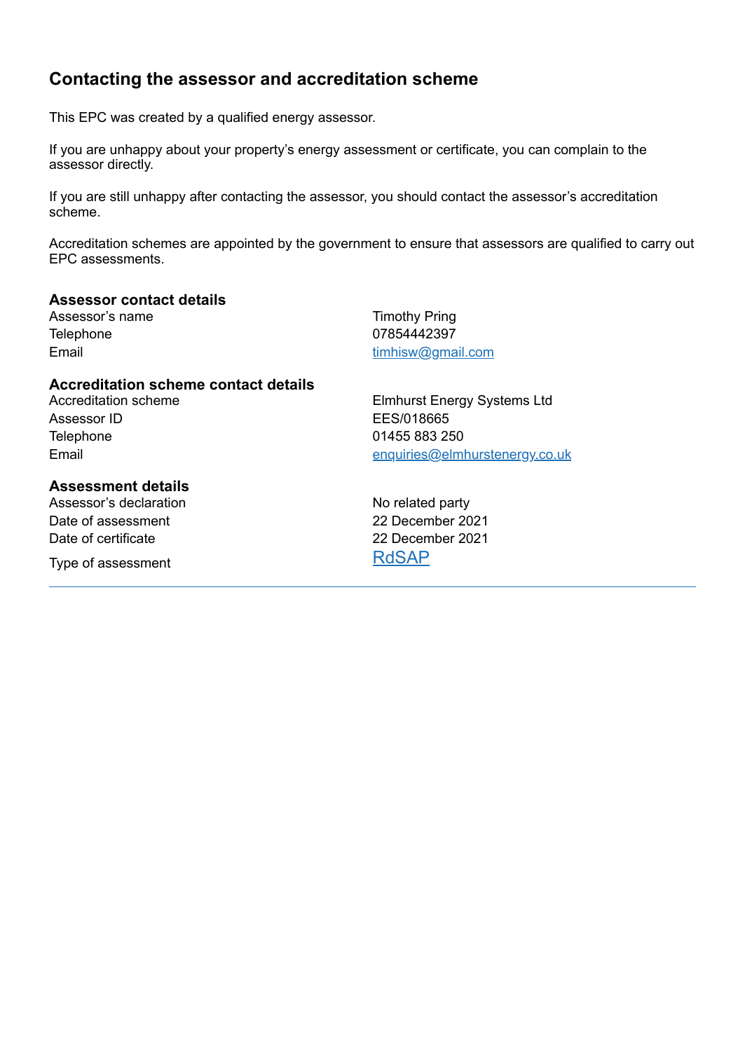## Contacting the assessor and accreditation scheme

This EPC was created by a qualified energy assessor.

If you are unhappy about your property's energy assessment or certificate, you can complain to the assessor directly.

If you are still unhappy after contacting the assessor, you should contact the assessor's accreditation scheme.

Accreditation schemes are appointed by the government to ensure that assessors are qualified to carry out EPC assessments.

### Assessor contact details

| | |
|---|---|
| Assessor's name | Timothy Pring |
| Telephone | 07854442397 |
| Email | timhisw@gmail.com |

### Accreditation scheme contact details

| | |
|---|---|
| Accreditation scheme | Elmhurst Energy Systems Ltd |
| Assessor ID | EES/018665 |
| Telephone | 01455 883 250 |
| Email | enquiries@elmhurstenergy.co.uk |

### Assessment details

| | |
|---|---|
| Assessor's declaration | No related party |
| Date of assessment | 22 December 2021 |
| Date of certificate | 22 December 2021 |
| Type of assessment | RdSAP |